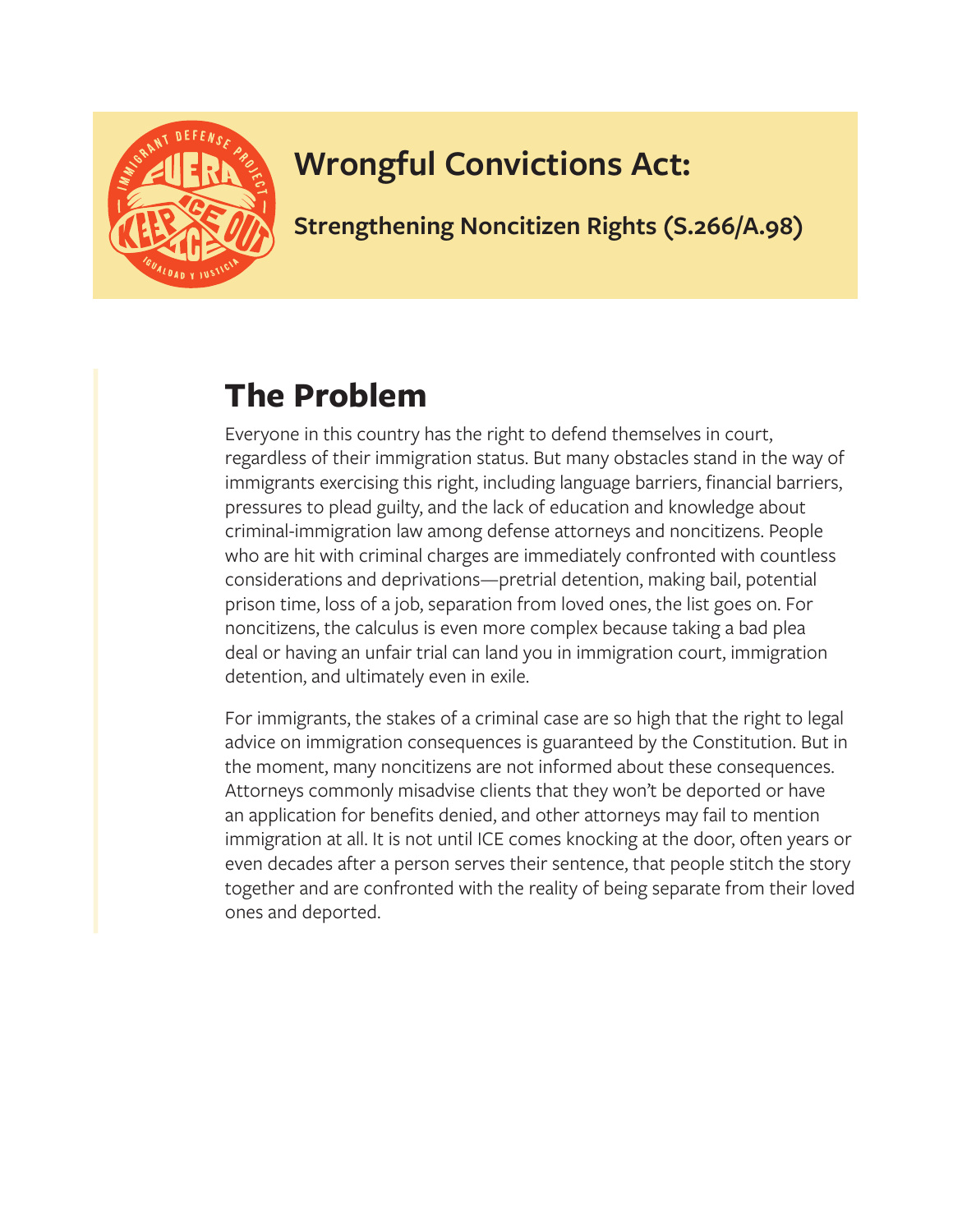# Wrongful Convictions Act:

**Strengthening Noncitizen Rights (S.266/A.98)**

## The Problem

Everyone in this country has the right to defend themselves in court, regardless of their immigration status. But many obstacles stand in the way of immigrants exercising this right, including language barriers, financial barriers, pressures to plead guilty, and the lack of education and knowledge about criminal-immigration law among defense attorneys and noncitizens. People who are hit with criminal charges are immediately confronted with countless considerations and deprivations—pretrial detention, making bail, potential prison time, loss of a job, separation from loved ones, the list goes on. For noncitizens, the calculus is even more complex because taking a bad plea deal or having an unfair trial can land you in immigration court, immigration detention, and ultimately even in exile.

For immigrants, the stakes of a criminal case are so high that the right to legal advice on immigration consequences is guaranteed by the Constitution. But in the moment, many noncitizens are not informed about these consequences. Attorneys commonly misadvise clients that they won't be deported or have an application for benefits denied, and other attorneys may fail to mention immigration at all. It is not until ICE comes knocking at the door, often years or even decades after a person serves their sentence, that people stitch the story together and are confronted with the reality of being separate from their loved ones and deported.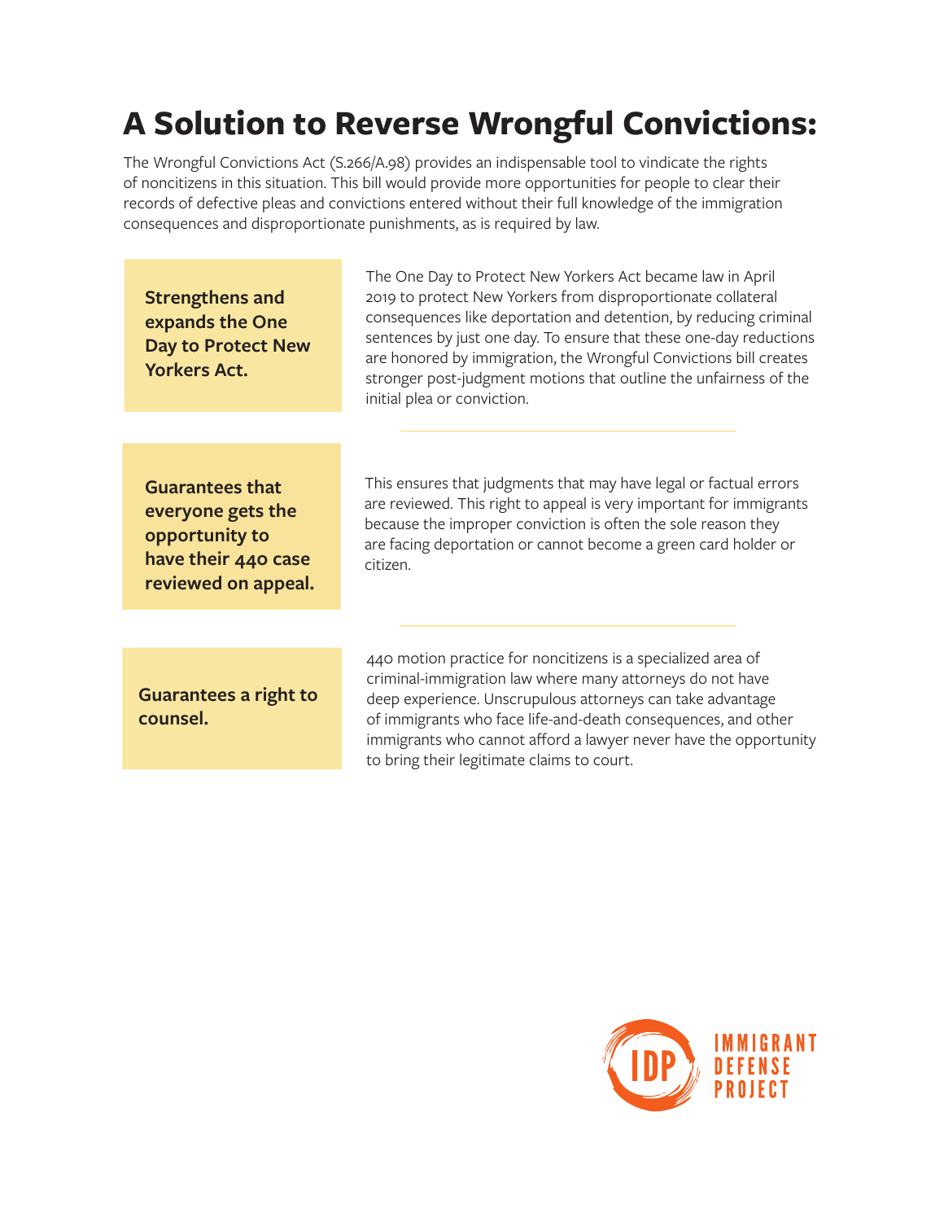# A Solution to Reverse Wrongful Convictions:

The Wrongful Convictions Act (S.266/A.98) provides an indispensable tool to vindicate the rights of noncitizens in this situation. This bill would provide more opportunities for people to clear their records of defective pleas and convictions entered without their full knowledge of the immigration consequences and disproportionate punishments, as is required by law.

**Strengthens and expands the One Day to Protect New Yorkers Act.**

The One Day to Protect New Yorkers Act became law in April 2019 to protect New Yorkers from disproportionate collateral consequences like deportation and detention, by reducing criminal sentences by just one day. To ensure that these one-day reductions are honored by immigration, the Wrongful Convictions bill creates stronger post-judgment motions that outline the unfairness of the initial plea or conviction.

**Guarantees that everyone gets the opportunity to have their 440 case reviewed on appeal.**

This ensures that judgments that may have legal or factual errors are reviewed. This right to appeal is very important for immigrants because the improper conviction is often the sole reason they are facing deportation or cannot become a green card holder or citizen.

**Guarantees a right to counsel.**

440 motion practice for noncitizens is a specialized area of criminal-immigration law where many attorneys do not have deep experience. Unscrupulous attorneys can take advantage of immigrants who face life-and-death consequences, and other immigrants who cannot afford a lawyer never have the opportunity to bring their legitimate claims to court.

IDP IMMIGRANT DEFENSE PROJECT